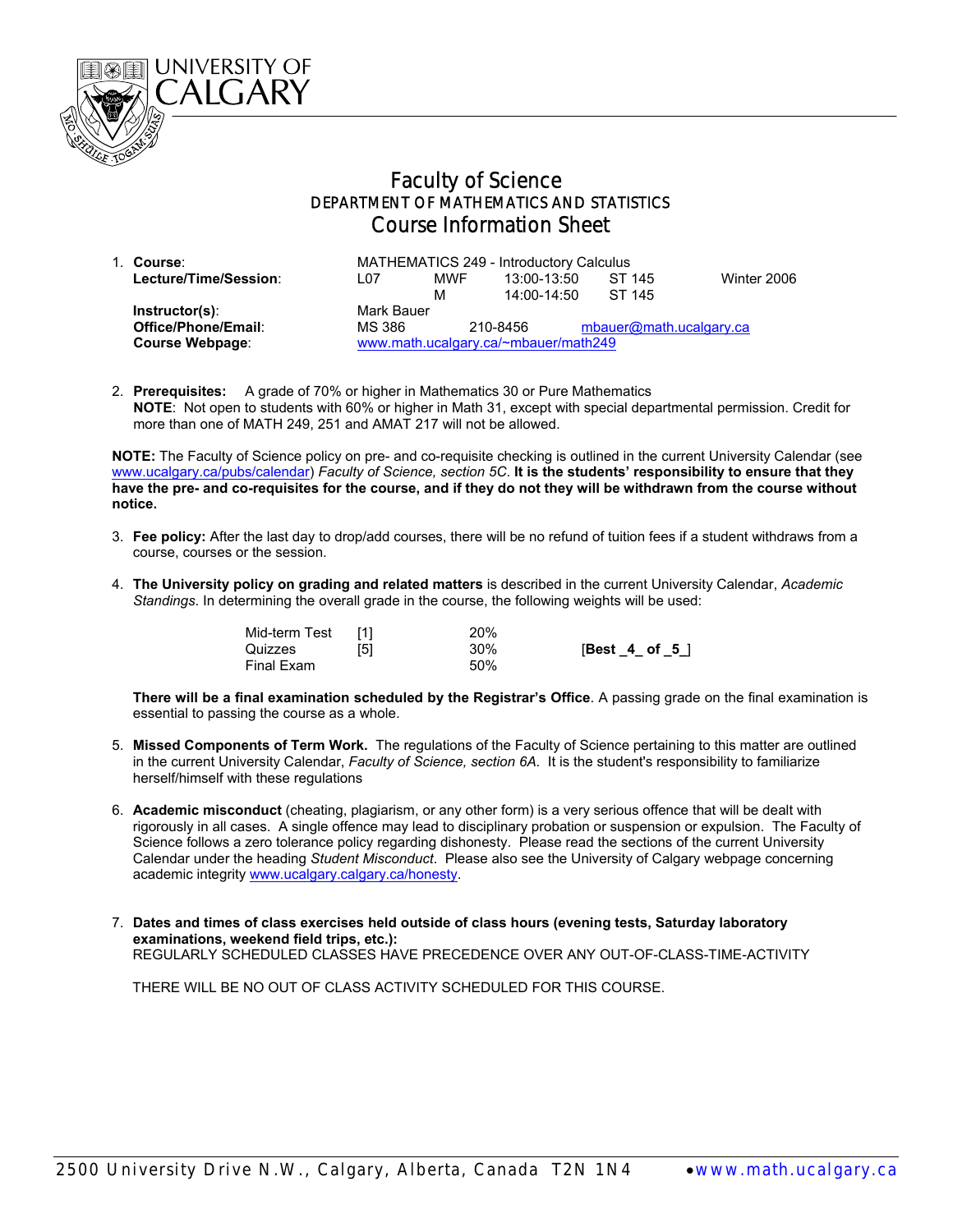UNIVERSITY OF CALGARY

# Faculty of Science

## DEPARTMENT OF MATHEMATICS AND STATISTICS

## Course Information Sheet

1. **Course**: MATHEMATICS 249 - Introductory Calculus

| | | | | | |
|---|---|---|---|---|---|
| **Lecture/Time/Session**: | L07 | MWF | 13:00-13:50 | ST 145 | Winter 2006 |
| | | M | 14:00-14:50 | ST 145 | |
| **Instructor(s)**: | Mark Bauer | | | | |
| **Office/Phone/Email**: | MS 386 | 210-8456 | mbauer@math.ucalgary.ca | | |
| **Course Webpage**: | www.math.ucalgary.ca/~mbauer/math249 | | | | |

2. **Prerequisites:** A grade of 70% or higher in Mathematics 30 or Pure Mathematics
   **NOTE**: Not open to students with 60% or higher in Math 31, except with special departmental permission. Credit for more than one of MATH 249, 251 and AMAT 217 will not be allowed.

**NOTE:** The Faculty of Science policy on pre- and co-requisite checking is outlined in the current University Calendar (see www.ucalgary.ca/pubs/calendar) *Faculty of Science, section 5C*. **It is the students' responsibility to ensure that they have the pre- and co-requisites for the course, and if they do not they will be withdrawn from the course without notice.**

3. **Fee policy:** After the last day to drop/add courses, there will be no refund of tuition fees if a student withdraws from a course, courses or the session.

4. **The University policy on grading and related matters** is described in the current University Calendar, *Academic Standings*. In determining the overall grade in the course, the following weights will be used:

| | | | |
|---|---|---|---|
| Mid-term Test | [1] | 20% | |
| Quizzes | [5] | 30% | [**Best _4_ of _5_**] |
| Final Exam | | 50% | |

   **There will be a final examination scheduled by the Registrar's Office**. A passing grade on the final examination is essential to passing the course as a whole.

5. **Missed Components of Term Work.** The regulations of the Faculty of Science pertaining to this matter are outlined in the current University Calendar, *Faculty of Science, section 6A*. It is the student's responsibility to familiarize herself/himself with these regulations

6. **Academic misconduct** (cheating, plagiarism, or any other form) is a very serious offence that will be dealt with rigorously in all cases. A single offence may lead to disciplinary probation or suspension or expulsion. The Faculty of Science follows a zero tolerance policy regarding dishonesty. Please read the sections of the current University Calendar under the heading *Student Misconduct*. Please also see the University of Calgary webpage concerning academic integrity www.ucalgary.calgary.ca/honesty.

7. **Dates and times of class exercises held outside of class hours (evening tests, Saturday laboratory examinations, weekend field trips, etc.):**
   REGULARLY SCHEDULED CLASSES HAVE PRECEDENCE OVER ANY OUT-OF-CLASS-TIME-ACTIVITY

   THERE WILL BE NO OUT OF CLASS ACTIVITY SCHEDULED FOR THIS COURSE.

2500 University Drive N.W., Calgary, Alberta, Canada T2N 1N4 • www.math.ucalgary.ca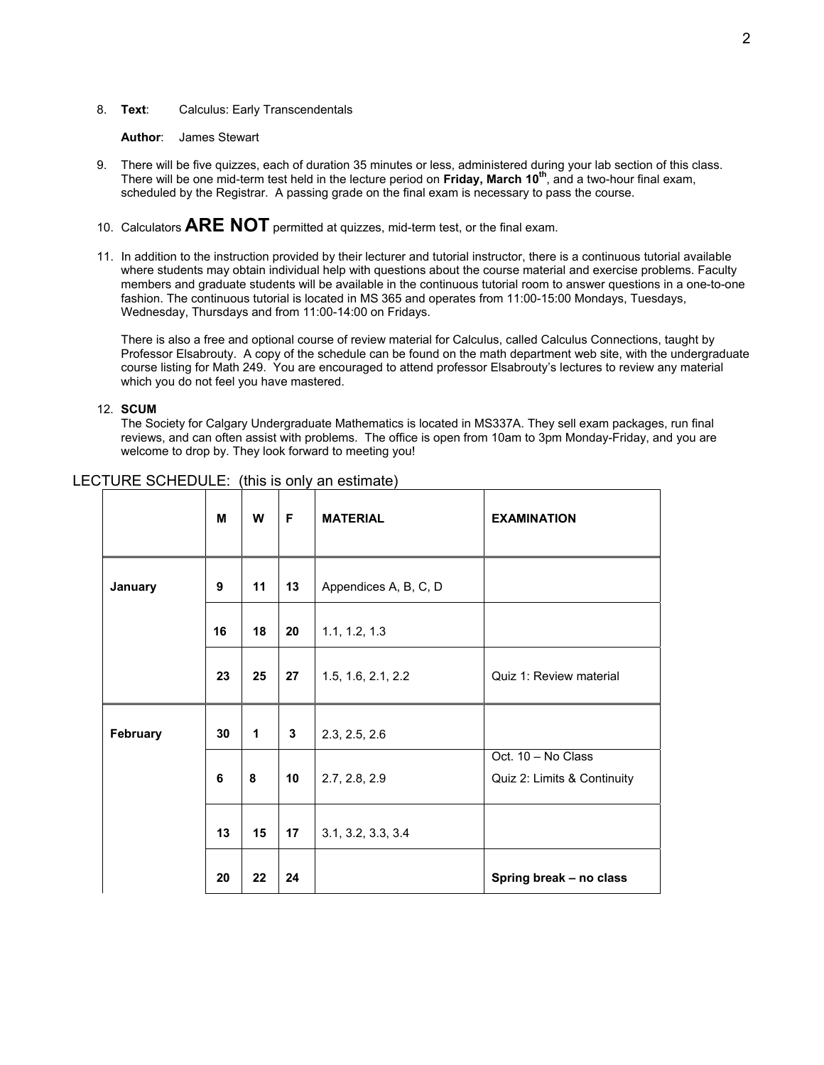8. **Text**: Calculus: Early Transcendentals

   **Author**: James Stewart

9. There will be five quizzes, each of duration 35 minutes or less, administered during your lab section of this class. There will be one mid-term test held in the lecture period on **Friday, March 10th**, and a two-hour final exam, scheduled by the Registrar. A passing grade on the final exam is necessary to pass the course.

10. Calculators **ARE NOT** permitted at quizzes, mid-term test, or the final exam.

11. In addition to the instruction provided by their lecturer and tutorial instructor, there is a continuous tutorial available where students may obtain individual help with questions about the course material and exercise problems. Faculty members and graduate students will be available in the continuous tutorial room to answer questions in a one-to-one fashion. The continuous tutorial is located in MS 365 and operates from 11:00-15:00 Mondays, Tuesdays, Wednesday, Thursdays and from 11:00-14:00 on Fridays.

    There is also a free and optional course of review material for Calculus, called Calculus Connections, taught by Professor Elsabrouty. A copy of the schedule can be found on the math department web site, with the undergraduate course listing for Math 249. You are encouraged to attend professor Elsabrouty's lectures to review any material which you do not feel you have mastered.

12. **SCUM**

    The Society for Calgary Undergraduate Mathematics is located in MS337A. They sell exam packages, run final reviews, and can often assist with problems. The office is open from 10am to 3pm Monday-Friday, and you are welcome to drop by. They look forward to meeting you!

LECTURE SCHEDULE: (this is only an estimate)

| | **M** | **W** | **F** | **MATERIAL** | **EXAMINATION** |
|---|---|---|---|---|---|
| **January** | **9** | **11** | **13** | Appendices A, B, C, D | |
| | **16** | **18** | **20** | 1.1, 1.2, 1.3 | |
| | **23** | **25** | **27** | 1.5, 1.6, 2.1, 2.2 | Quiz 1: Review material |
| **February** | **30** | **1** | **3** | 2.3, 2.5, 2.6 | |
| | **6** | **8** | **10** | 2.7, 2.8, 2.9 | Oct. 10 – No Class<br>Quiz 2: Limits & Continuity |
| | **13** | **15** | **17** | 3.1, 3.2, 3.3, 3.4 | |
| | **20** | **22** | **24** | | **Spring break – no class** |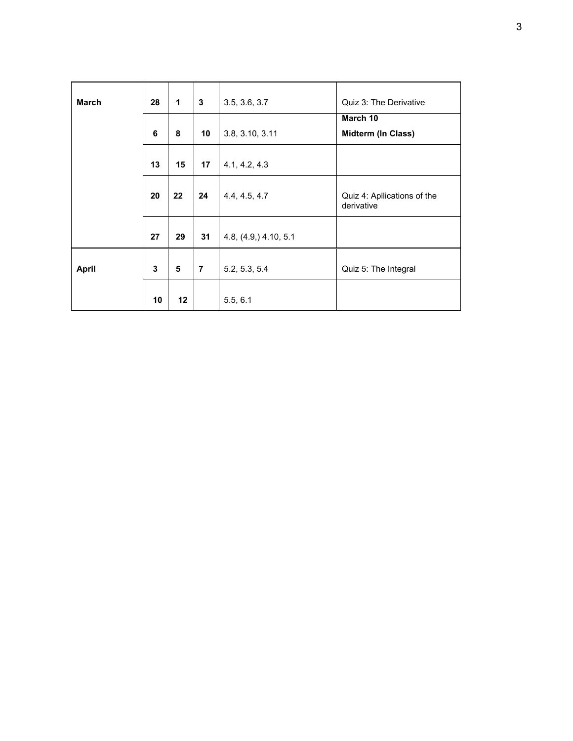| | | | | | |
|---|---|---|---|---|---|
| **March** | **28** | **1** | **3** | 3.5, 3.6, 3.7 | Quiz 3: The Derivative |
| | **6** | **8** | **10** | 3.8, 3.10, 3.11 | **March 10** **Midterm (In Class)** |
| | **13** | **15** | **17** | 4.1, 4.2, 4.3 | |
| | **20** | **22** | **24** | 4.4, 4.5, 4.7 | Quiz 4: Apllications of the derivative |
| | **27** | **29** | **31** | 4.8, (4.9,) 4.10, 5.1 | |
| **April** | **3** | **5** | **7** | 5.2, 5.3, 5.4 | Quiz 5: The Integral |
| | **10** | **12** | | 5.5, 6.1 | |